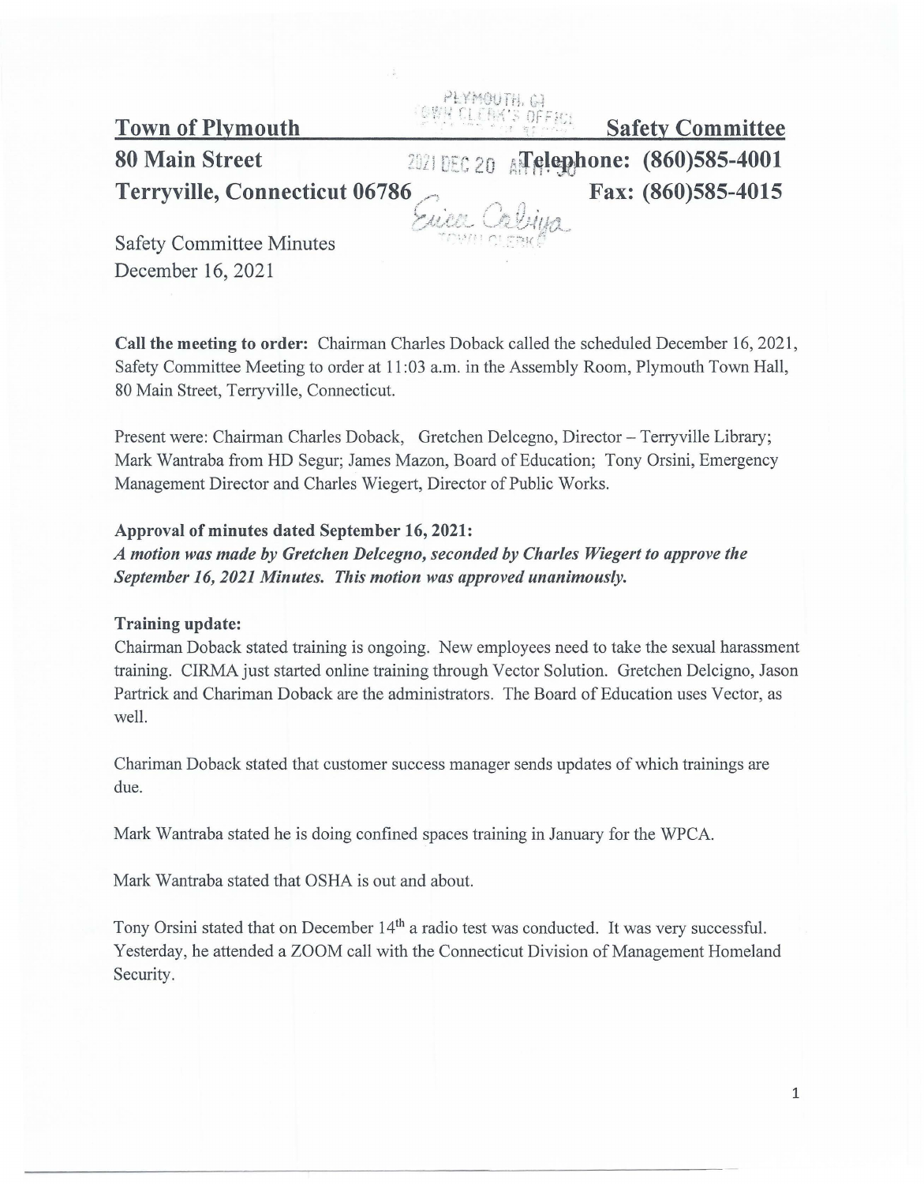**Town of Plymouth** **Safety Committee**
**80 Main Street** **Telephone: (860)585-4001**
**Terryville, Connecticut 06786** **Fax: (860)585-4015**

Safety Committee Minutes
December 16, 2021

**Call the meeting to order:** Chairman Charles Doback called the scheduled December 16, 2021, Safety Committee Meeting to order at 11:03 a.m. in the Assembly Room, Plymouth Town Hall, 80 Main Street, Terryville, Connecticut.

Present were: Chairman Charles Doback, Gretchen Delcegno, Director – Terryville Library; Mark Wantraba from HD Segur; James Mazon, Board of Education; Tony Orsini, Emergency Management Director and Charles Wiegert, Director of Public Works.

**Approval of minutes dated September 16, 2021:**
***A motion was made by Gretchen Delcegno, seconded by Charles Wiegert to approve the September 16, 2021 Minutes. This motion was approved unanimously.***

**Training update:**
Chairman Doback stated training is ongoing. New employees need to take the sexual harassment training. CIRMA just started online training through Vector Solution. Gretchen Delcigno, Jason Partrick and Chariman Doback are the administrators. The Board of Education uses Vector, as well.

Chariman Doback stated that customer success manager sends updates of which trainings are due.

Mark Wantraba stated he is doing confined spaces training in January for the WPCA.

Mark Wantraba stated that OSHA is out and about.

Tony Orsini stated that on December 14th a radio test was conducted. It was very successful. Yesterday, he attended a ZOOM call with the Connecticut Division of Management Homeland Security.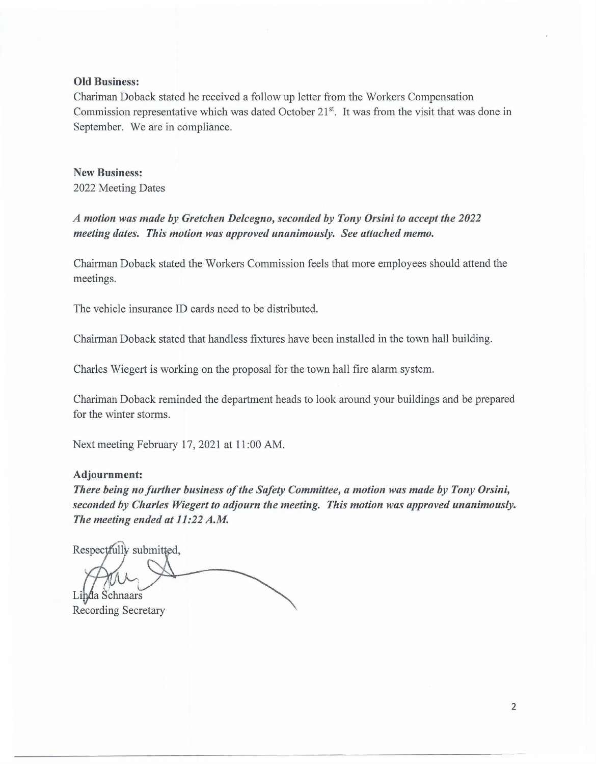**Old Business:**
Chariman Doback stated he received a follow up letter from the Workers Compensation Commission representative which was dated October 21st. It was from the visit that was done in September. We are in compliance.

**New Business:**
2022 Meeting Dates

***A motion was made by Gretchen Delcegno, seconded by Tony Orsini to accept the 2022 meeting dates. This motion was approved unanimously. See attached memo.***

Chairman Doback stated the Workers Commission feels that more employees should attend the meetings.

The vehicle insurance ID cards need to be distributed.

Chairman Doback stated that handless fixtures have been installed in the town hall building.

Charles Wiegert is working on the proposal for the town hall fire alarm system.

Chariman Doback reminded the department heads to look around your buildings and be prepared for the winter storms.

Next meeting February 17, 2021 at 11:00 AM.

**Adjournment:**
***There being no further business of the Safety Committee, a motion was made by Tony Orsini, seconded by Charles Wiegert to adjourn the meeting. This motion was approved unanimously. The meeting ended at 11:22 A.M.***

Respectfully submitted,

Linda Schnaars
Recording Secretary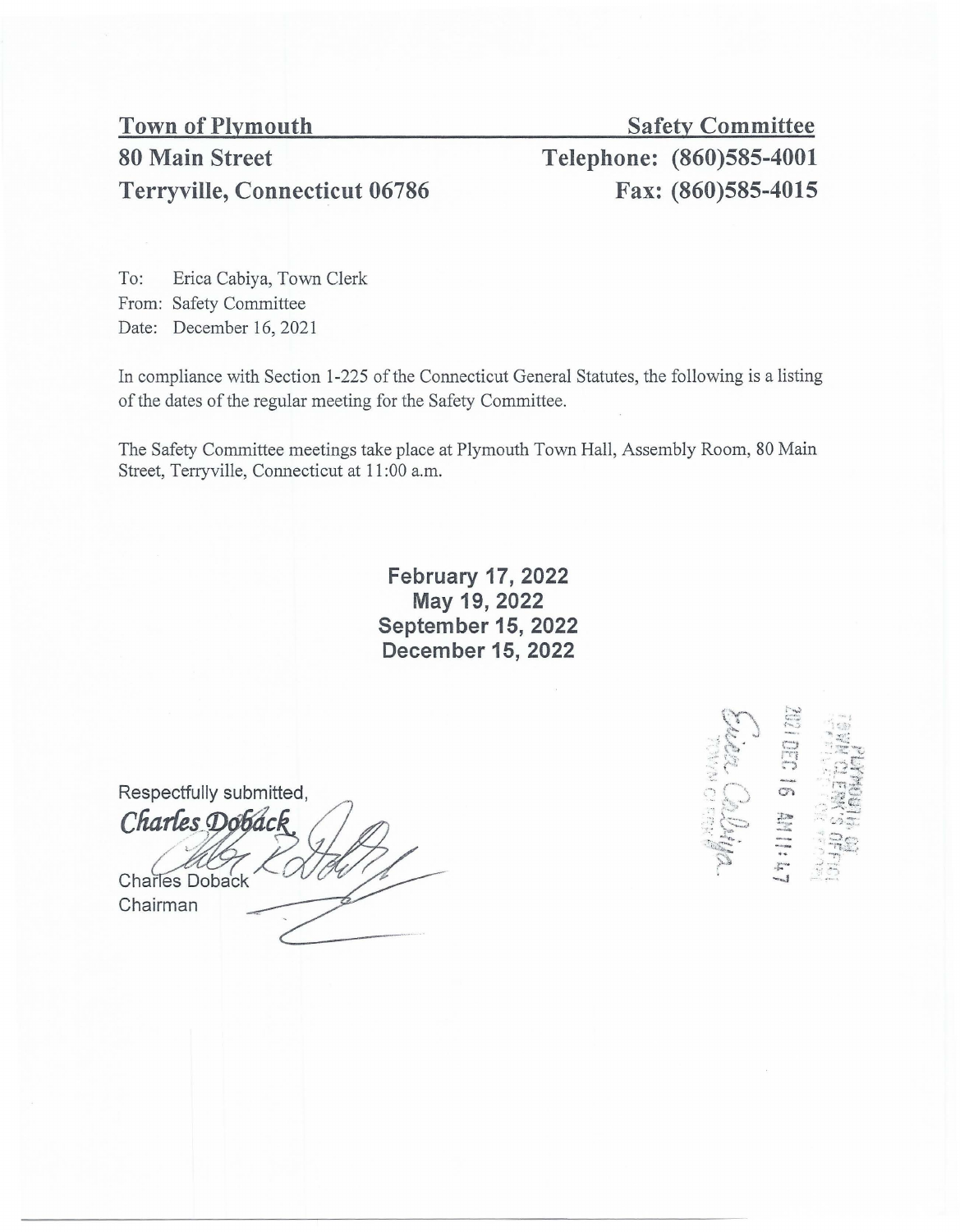**Town of Plymouth** | **Safety Committee**

**80 Main Street**
**Terryville, Connecticut 06786**

**Telephone: (860)585-4001**
**Fax: (860)585-4015**

To: Erica Cabiya, Town Clerk
From: Safety Committee
Date: December 16, 2021

In compliance with Section 1-225 of the Connecticut General Statutes, the following is a listing of the dates of the regular meeting for the Safety Committee.

The Safety Committee meetings take place at Plymouth Town Hall, Assembly Room, 80 Main Street, Terryville, Connecticut at 11:00 a.m.

**February 17, 2022**
**May 19, 2022**
**September 15, 2022**
**December 15, 2022**

Respectfully submitted,
*Charles Doback*

Charles Doback
Chairman

PLYMOUTH CT
TOWN CLERK'S OFFICE
2021 DEC 16 AM 11:47
Erica Cabiya
TOWN CLERK